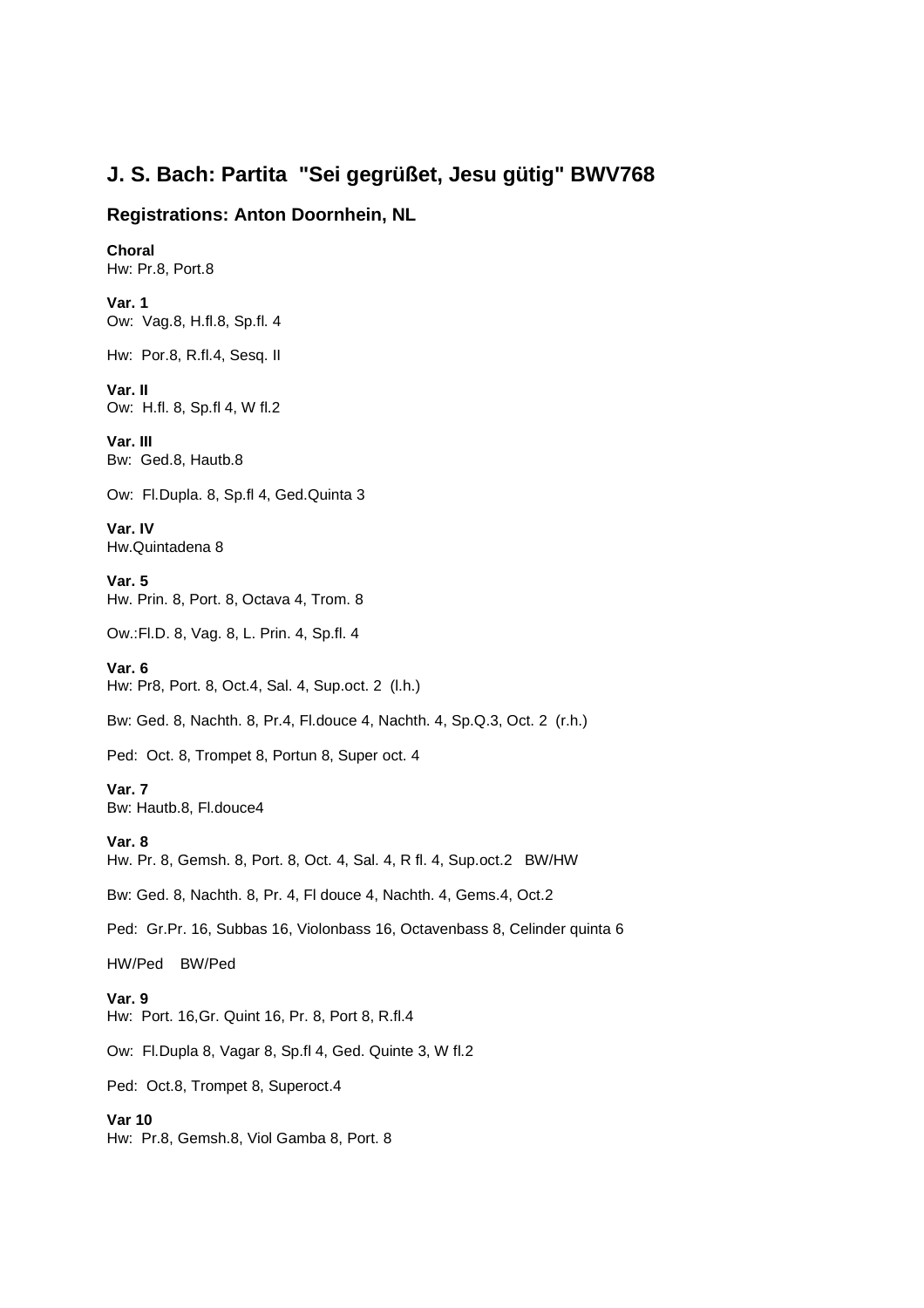# J. S. Bach: Partita "Sei gegrüßet, Jesu gütig" BWV768

## Registrations: Anton Doornhein, NL

**Choral**
Hw: Pr.8, Port.8

**Var. 1**
Ow: Vag.8, H.fl.8, Sp.fl. 4

Hw: Por.8, R.fl.4, Sesq. II

**Var. II**
Ow: H.fl. 8, Sp.fl 4, W fl.2

**Var. III**
Bw: Ged.8, Hautb.8

Ow: Fl.Dupla. 8, Sp.fl 4, Ged.Quinta 3

**Var. IV**
Hw.Quintadena 8

**Var. 5**
Hw. Prin. 8, Port. 8, Octava 4, Trom. 8

Ow.:Fl.D. 8, Vag. 8, L. Prin. 4, Sp.fl. 4

**Var. 6**
Hw: Pr8, Port. 8, Oct.4, Sal. 4, Sup.oct. 2 (l.h.)

Bw: Ged. 8, Nachth. 8, Pr.4, Fl.douce 4, Nachth. 4, Sp.Q.3, Oct. 2 (r.h.)

Ped: Oct. 8, Trompet 8, Portun 8, Super oct. 4

**Var. 7**
Bw: Hautb.8, Fl.douce4

**Var. 8**
Hw. Pr. 8, Gemsh. 8, Port. 8, Oct. 4, Sal. 4, R fl. 4, Sup.oct.2 BW/HW

Bw: Ged. 8, Nachth. 8, Pr. 4, Fl douce 4, Nachth. 4, Gems.4, Oct.2

Ped: Gr.Pr. 16, Subbas 16, Violonbass 16, Octavenbass 8, Celinder quinta 6

HW/Ped BW/Ped

**Var. 9**
Hw: Port. 16,Gr. Quint 16, Pr. 8, Port 8, R.fl.4

Ow: Fl.Dupla 8, Vagar 8, Sp.fl 4, Ged. Quinte 3, W fl.2

Ped: Oct.8, Trompet 8, Superoct.4

**Var 10**
Hw: Pr.8, Gemsh.8, Viol Gamba 8, Port. 8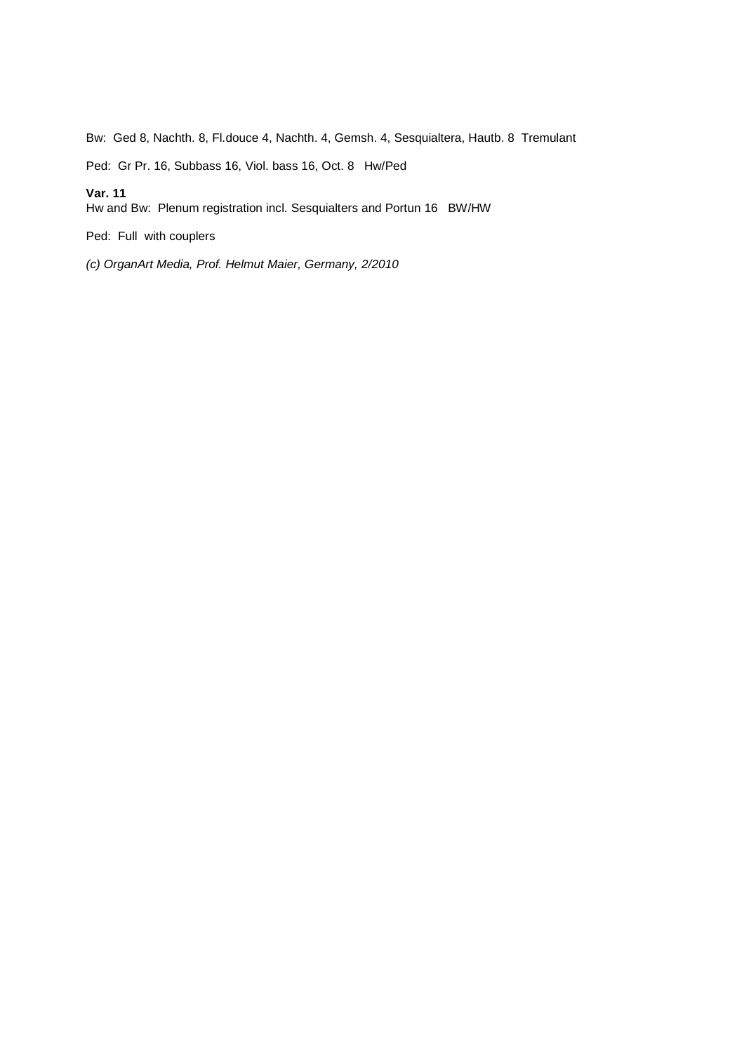Bw: Ged 8, Nachth. 8, Fl.douce 4, Nachth. 4, Gemsh. 4, Sesquialtera, Hautb. 8 Tremulant

Ped: Gr Pr. 16, Subbass 16, Viol. bass 16, Oct. 8 Hw/Ped

**Var. 11**
Hw and Bw: Plenum registration incl. Sesquialters and Portun 16 BW/HW

Ped: Full with couplers

*(c) OrganArt Media, Prof. Helmut Maier, Germany, 2/2010*